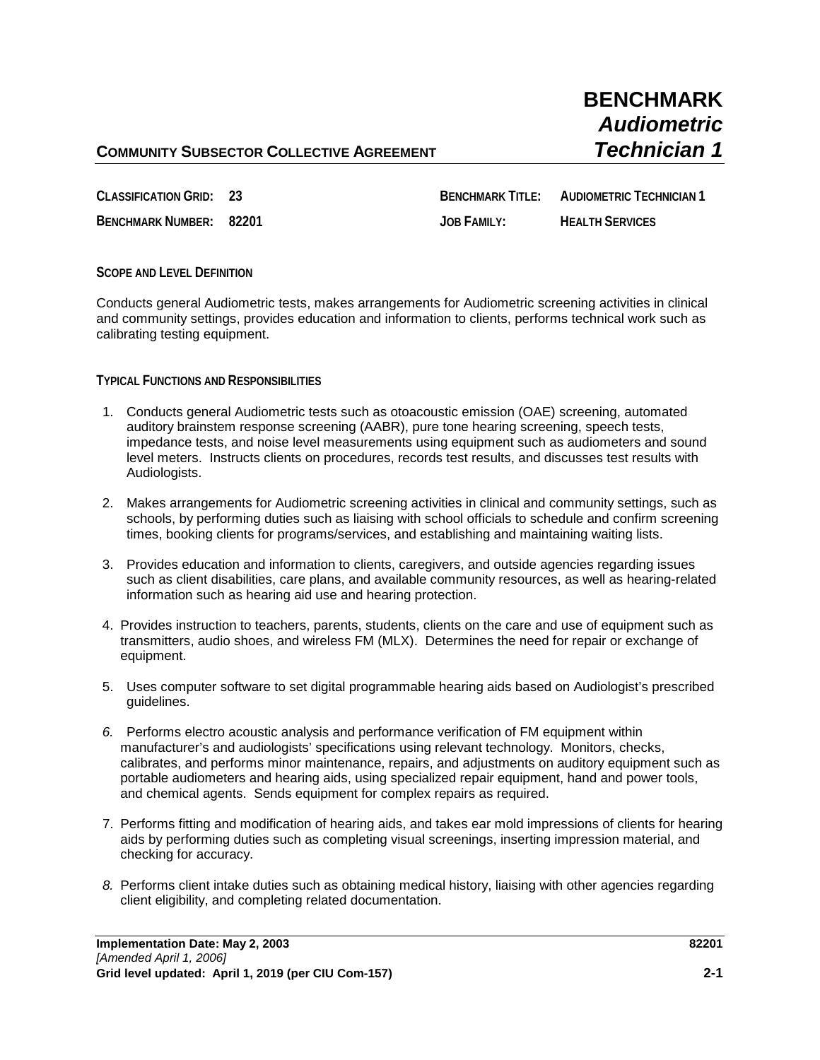# BENCHMARK *Audiometric Technician 1*

**COMMUNITY SUBSECTOR COLLECTIVE AGREEMENT**

| | | | |
|---|---|---|---|
| **CLASSIFICATION GRID:** | **23** | **BENCHMARK TITLE:** | **AUDIOMETRIC TECHNICIAN 1** |
| **BENCHMARK NUMBER:** | **82201** | **JOB FAMILY:** | **HEALTH SERVICES** |

**SCOPE AND LEVEL DEFINITION**

Conducts general Audiometric tests, makes arrangements for Audiometric screening activities in clinical and community settings, provides education and information to clients, performs technical work such as calibrating testing equipment.

**TYPICAL FUNCTIONS AND RESPONSIBILITIES**

1. Conducts general Audiometric tests such as otoacoustic emission (OAE) screening, automated auditory brainstem response screening (AABR), pure tone hearing screening, speech tests, impedance tests, and noise level measurements using equipment such as audiometers and sound level meters. Instructs clients on procedures, records test results, and discusses test results with Audiologists.

2. Makes arrangements for Audiometric screening activities in clinical and community settings, such as schools, by performing duties such as liaising with school officials to schedule and confirm screening times, booking clients for programs/services, and establishing and maintaining waiting lists.

3. Provides education and information to clients, caregivers, and outside agencies regarding issues such as client disabilities, care plans, and available community resources, as well as hearing-related information such as hearing aid use and hearing protection.

4. Provides instruction to teachers, parents, students, clients on the care and use of equipment such as transmitters, audio shoes, and wireless FM (MLX). Determines the need for repair or exchange of equipment.

5. Uses computer software to set digital programmable hearing aids based on Audiologist's prescribed guidelines.

6. Performs electro acoustic analysis and performance verification of FM equipment within manufacturer's and audiologists' specifications using relevant technology. Monitors, checks, calibrates, and performs minor maintenance, repairs, and adjustments on auditory equipment such as portable audiometers and hearing aids, using specialized repair equipment, hand and power tools, and chemical agents. Sends equipment for complex repairs as required.

7. Performs fitting and modification of hearing aids, and takes ear mold impressions of clients for hearing aids by performing duties such as completing visual screenings, inserting impression material, and checking for accuracy.

8. Performs client intake duties such as obtaining medical history, liaising with other agencies regarding client eligibility, and completing related documentation.

**Implementation Date: May 2, 2003**
*[Amended April 1, 2006]*
**Grid level updated: April 1, 2019 (per CIU Com-157)**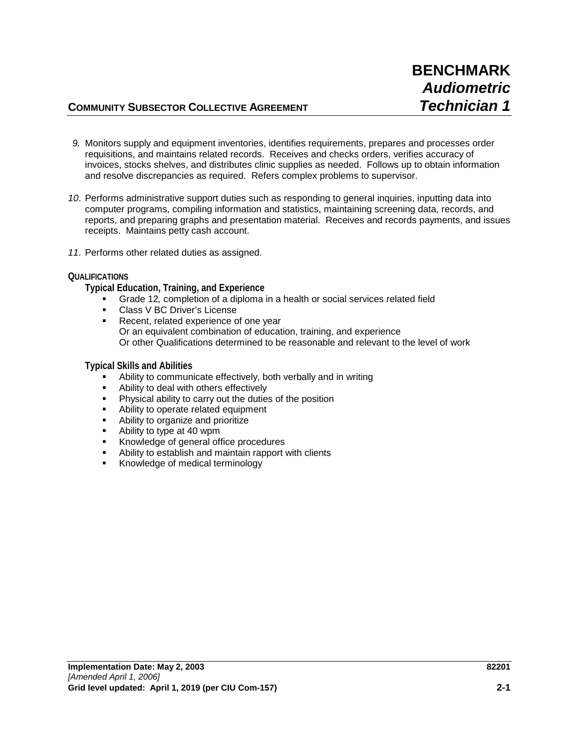9. Monitors supply and equipment inventories, identifies requirements, prepares and processes order requisitions, and maintains related records. Receives and checks orders, verifies accuracy of invoices, stocks shelves, and distributes clinic supplies as needed. Follows up to obtain information and resolve discrepancies as required. Refers complex problems to supervisor.

10. Performs administrative support duties such as responding to general inquiries, inputting data into computer programs, compiling information and statistics, maintaining screening data, records, and reports, and preparing graphs and presentation material. Receives and records payments, and issues receipts. Maintains petty cash account.

11. Performs other related duties as assigned.

## QUALIFICATIONS

### Typical Education, Training, and Experience

- Grade 12, completion of a diploma in a health or social services related field
- Class V BC Driver's License
- Recent, related experience of one year
  Or an equivalent combination of education, training, and experience
  Or other Qualifications determined to be reasonable and relevant to the level of work

### Typical Skills and Abilities

- Ability to communicate effectively, both verbally and in writing
- Ability to deal with others effectively
- Physical ability to carry out the duties of the position
- Ability to operate related equipment
- Ability to organize and prioritize
- Ability to type at 40 wpm
- Knowledge of general office procedures
- Ability to establish and maintain rapport with clients
- Knowledge of medical terminology

**Implementation Date: May 2, 2003** **82201**
*[Amended April 1, 2006]*
**Grid level updated: April 1, 2019 (per CIU Com-157)**